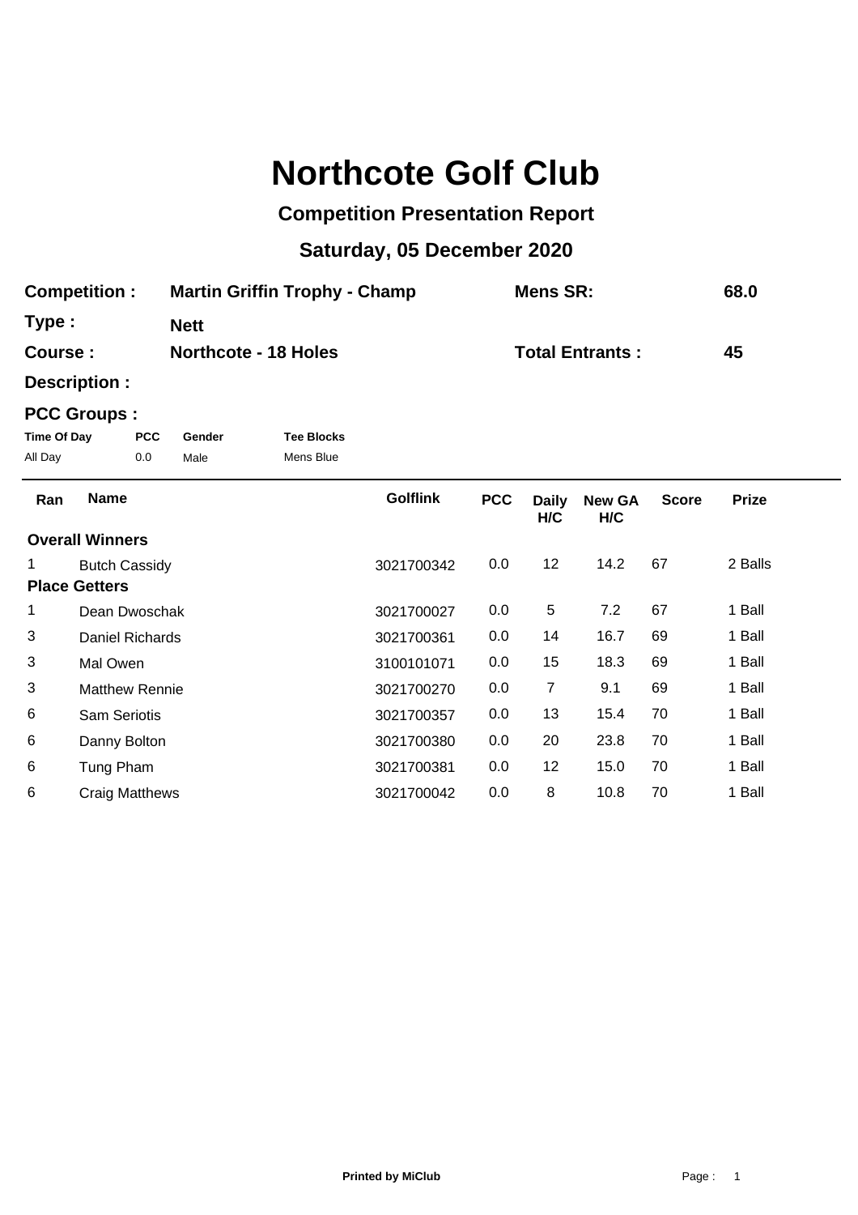# Northcote Golf Club

## Competition Presentation Report

## Saturday, 05 December 2020

**Competition :** Martin Griffin Trophy - Champ **Mens SR:** 68.0

**Type :** Nett

**Course :** Northcote - 18 Holes **Total Entrants :** 45

**Description :**

**PCC Groups :**

| Time Of Day | PCC | Gender | Tee Blocks |
|---|---|---|---|
| All Day | 0.0 | Male | Mens Blue |

| Ran | Name | Golflink | PCC | Daily H/C | New GA H/C | Score | Prize |
|---|---|---|---|---|---|---|---|
| **Overall Winners** | | | | | | | |
| 1 | Butch Cassidy | 3021700342 | 0.0 | 12 | 14.2 | 67 | 2 Balls |
| **Place Getters** | | | | | | | |
| 1 | Dean Dwoschak | 3021700027 | 0.0 | 5 | 7.2 | 67 | 1 Ball |
| 3 | Daniel Richards | 3021700361 | 0.0 | 14 | 16.7 | 69 | 1 Ball |
| 3 | Mal Owen | 3100101071 | 0.0 | 15 | 18.3 | 69 | 1 Ball |
| 3 | Matthew Rennie | 3021700270 | 0.0 | 7 | 9.1 | 69 | 1 Ball |
| 6 | Sam Seriotis | 3021700357 | 0.0 | 13 | 15.4 | 70 | 1 Ball |
| 6 | Danny Bolton | 3021700380 | 0.0 | 20 | 23.8 | 70 | 1 Ball |
| 6 | Tung Pham | 3021700381 | 0.0 | 12 | 15.0 | 70 | 1 Ball |
| 6 | Craig Matthews | 3021700042 | 0.0 | 8 | 10.8 | 70 | 1 Ball |

**Printed by MiClub**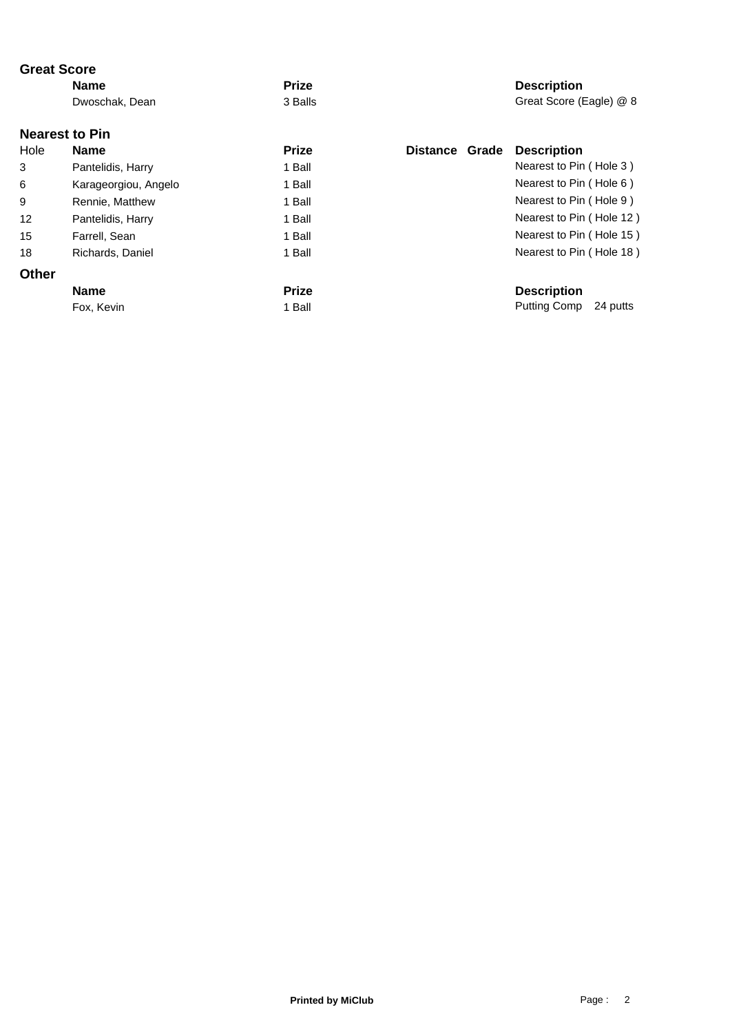## Great Score

| Name | Prize | Description |
| --- | --- | --- |
| Dwoschak, Dean | 3 Balls | Great Score (Eagle) @ 8 |

## Nearest to Pin

| Hole | Name | Prize | Distance | Grade | Description |
| --- | --- | --- | --- | --- | --- |
| 3 | Pantelidis, Harry | 1 Ball | | | Nearest to Pin ( Hole 3 ) |
| 6 | Karageorgiou, Angelo | 1 Ball | | | Nearest to Pin ( Hole 6 ) |
| 9 | Rennie, Matthew | 1 Ball | | | Nearest to Pin ( Hole 9 ) |
| 12 | Pantelidis, Harry | 1 Ball | | | Nearest to Pin ( Hole 12 ) |
| 15 | Farrell, Sean | 1 Ball | | | Nearest to Pin ( Hole 15 ) |
| 18 | Richards, Daniel | 1 Ball | | | Nearest to Pin ( Hole 18 ) |

## Other

| Name | Prize | Description |
| --- | --- | --- |
| Fox, Kevin | 1 Ball | Putting Comp 24 putts |

**Printed by MiClub**